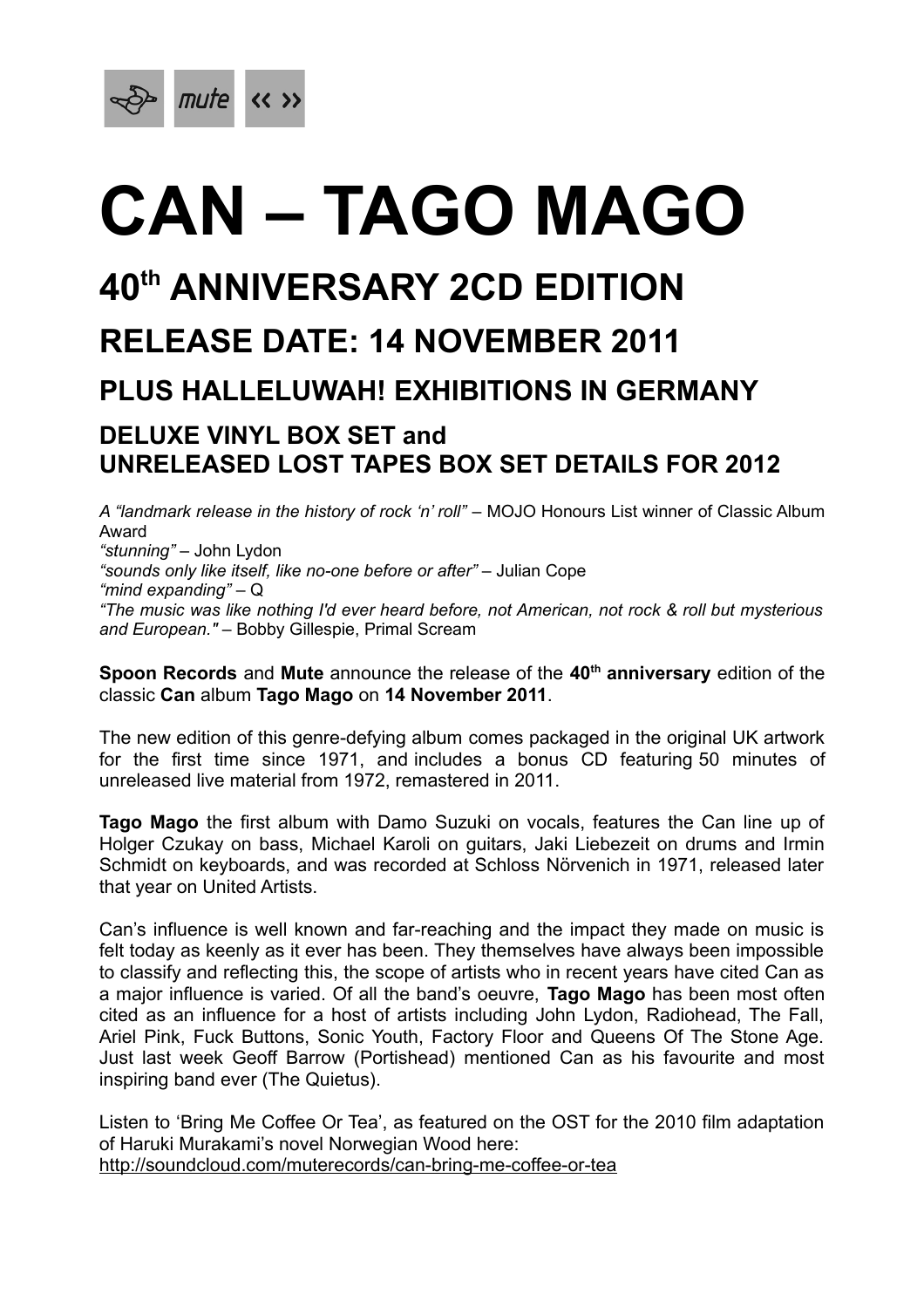mute ‹‹ ››

# CAN – TAGO MAGO

## 40th ANNIVERSARY 2CD EDITION

## RELEASE DATE: 14 NOVEMBER 2011

### PLUS HALLELUWAH! EXHIBITIONS IN GERMANY

### DELUXE VINYL BOX SET and UNRELEASED LOST TAPES BOX SET DETAILS FOR 2012

*A "landmark release in the history of rock 'n' roll"* – MOJO Honours List winner of Classic Album Award
*"stunning"* – John Lydon
*"sounds only like itself, like no-one before or after"* – Julian Cope
*"mind expanding"* – Q
*"The music was like nothing I'd ever heard before, not American, not rock & roll but mysterious and European."* – Bobby Gillespie, Primal Scream

**Spoon Records** and **Mute** announce the release of the **40th anniversary** edition of the classic **Can** album **Tago Mago** on **14 November 2011**.

The new edition of this genre-defying album comes packaged in the original UK artwork for the first time since 1971, and includes a bonus CD featuring 50 minutes of unreleased live material from 1972, remastered in 2011.

**Tago Mago** the first album with Damo Suzuki on vocals, features the Can line up of Holger Czukay on bass, Michael Karoli on guitars, Jaki Liebezeit on drums and Irmin Schmidt on keyboards, and was recorded at Schloss Nörvenich in 1971, released later that year on United Artists.

Can's influence is well known and far-reaching and the impact they made on music is felt today as keenly as it ever has been. They themselves have always been impossible to classify and reflecting this, the scope of artists who in recent years have cited Can as a major influence is varied. Of all the band's oeuvre, **Tago Mago** has been most often cited as an influence for a host of artists including John Lydon, Radiohead, The Fall, Ariel Pink, Fuck Buttons, Sonic Youth, Factory Floor and Queens Of The Stone Age. Just last week Geoff Barrow (Portishead) mentioned Can as his favourite and most inspiring band ever (The Quietus).

Listen to 'Bring Me Coffee Or Tea', as featured on the OST for the 2010 film adaptation of Haruki Murakami's novel Norwegian Wood here:
http://soundcloud.com/muterecords/can-bring-me-coffee-or-tea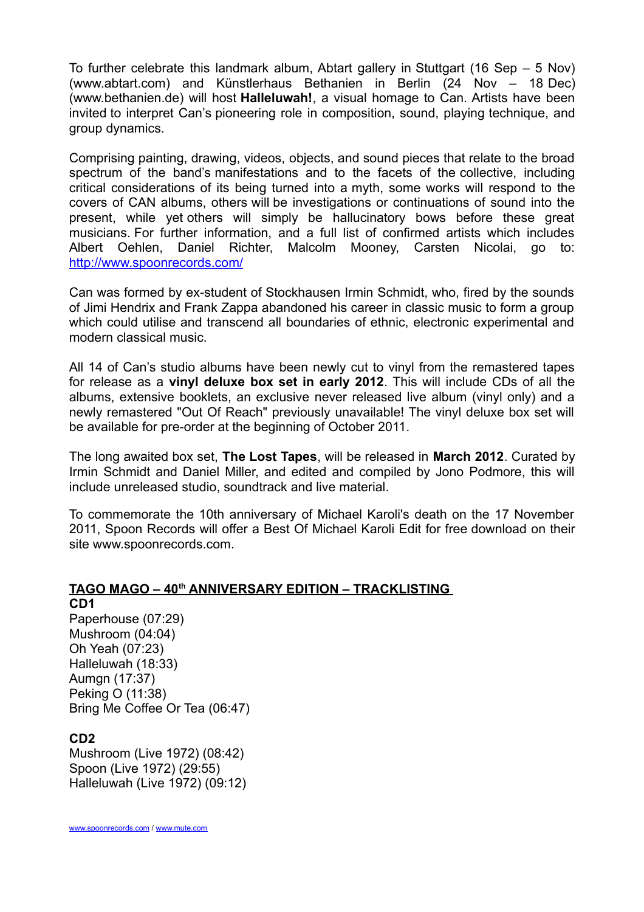To further celebrate this landmark album, Abtart gallery in Stuttgart (16 Sep – 5 Nov) (www.abtart.com) and Künstlerhaus Bethanien in Berlin (24 Nov – 18 Dec) (www.bethanien.de) will host **Halleluwah!**, a visual homage to Can. Artists have been invited to interpret Can's pioneering role in composition, sound, playing technique, and group dynamics.

Comprising painting, drawing, videos, objects, and sound pieces that relate to the broad spectrum of the band's manifestations and to the facets of the collective, including critical considerations of its being turned into a myth, some works will respond to the covers of CAN albums, others will be investigations or continuations of sound into the present, while yet others will simply be hallucinatory bows before these great musicians. For further information, and a full list of confirmed artists which includes Albert Oehlen, Daniel Richter, Malcolm Mooney, Carsten Nicolai, go to: http://www.spoonrecords.com/

Can was formed by ex-student of Stockhausen Irmin Schmidt, who, fired by the sounds of Jimi Hendrix and Frank Zappa abandoned his career in classic music to form a group which could utilise and transcend all boundaries of ethnic, electronic experimental and modern classical music.

All 14 of Can's studio albums have been newly cut to vinyl from the remastered tapes for release as a **vinyl deluxe box set in early 2012**. This will include CDs of all the albums, extensive booklets, an exclusive never released live album (vinyl only) and a newly remastered "Out Of Reach" previously unavailable! The vinyl deluxe box set will be available for pre-order at the beginning of October 2011.

The long awaited box set, **The Lost Tapes**, will be released in **March 2012**. Curated by Irmin Schmidt and Daniel Miller, and edited and compiled by Jono Podmore, this will include unreleased studio, soundtrack and live material.

To commemorate the 10th anniversary of Michael Karoli's death on the 17 November 2011, Spoon Records will offer a Best Of Michael Karoli Edit for free download on their site www.spoonrecords.com.

**TAGO MAGO – 40th ANNIVERSARY EDITION – TRACKLISTING**

**CD1**

Paperhouse (07:29)
Mushroom (04:04)
Oh Yeah (07:23)
Halleluwah (18:33)
Aumgn (17:37)
Peking O (11:38)
Bring Me Coffee Or Tea (06:47)

**CD2**

Mushroom (Live 1972) (08:42)
Spoon (Live 1972) (29:55)
Halleluwah (Live 1972) (09:12)

www.spoonrecords.com / www.mute.com